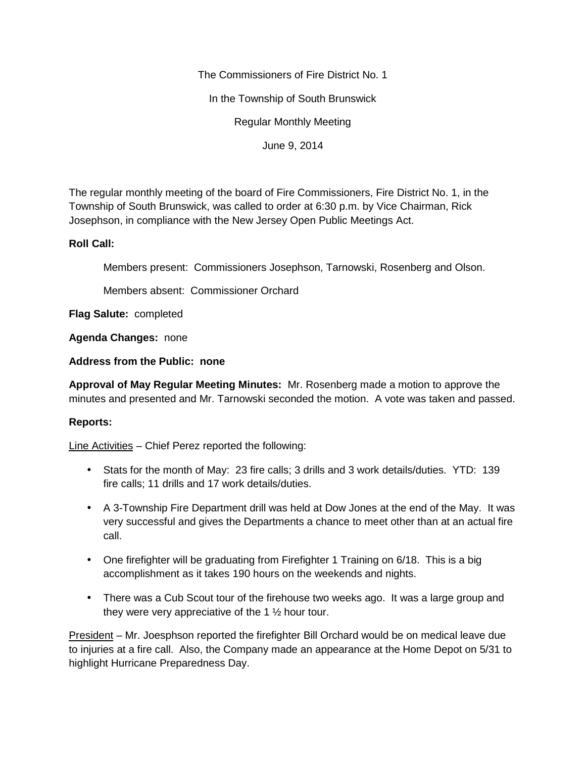The Commissioners of Fire District No. 1

In the Township of South Brunswick

Regular Monthly Meeting

June 9, 2014

The regular monthly meeting of the board of Fire Commissioners, Fire District No. 1, in the Township of South Brunswick, was called to order at 6:30 p.m. by Vice Chairman, Rick Josephson, in compliance with the New Jersey Open Public Meetings Act.

**Roll Call:**

Members present: Commissioners Josephson, Tarnowski, Rosenberg and Olson.

Members absent: Commissioner Orchard

**Flag Salute:** completed

**Agenda Changes:** none

**Address from the Public: none**

**Approval of May Regular Meeting Minutes:** Mr. Rosenberg made a motion to approve the minutes and presented and Mr. Tarnowski seconded the motion. A vote was taken and passed.

**Reports:**

Line Activities – Chief Perez reported the following:

- Stats for the month of May: 23 fire calls; 3 drills and 3 work details/duties. YTD: 139 fire calls; 11 drills and 17 work details/duties.
- A 3-Township Fire Department drill was held at Dow Jones at the end of the May. It was very successful and gives the Departments a chance to meet other than at an actual fire call.
- One firefighter will be graduating from Firefighter 1 Training on 6/18. This is a big accomplishment as it takes 190 hours on the weekends and nights.
- There was a Cub Scout tour of the firehouse two weeks ago. It was a large group and they were very appreciative of the 1 ½ hour tour.

President – Mr. Joesphson reported the firefighter Bill Orchard would be on medical leave due to injuries at a fire call. Also, the Company made an appearance at the Home Depot on 5/31 to highlight Hurricane Preparedness Day.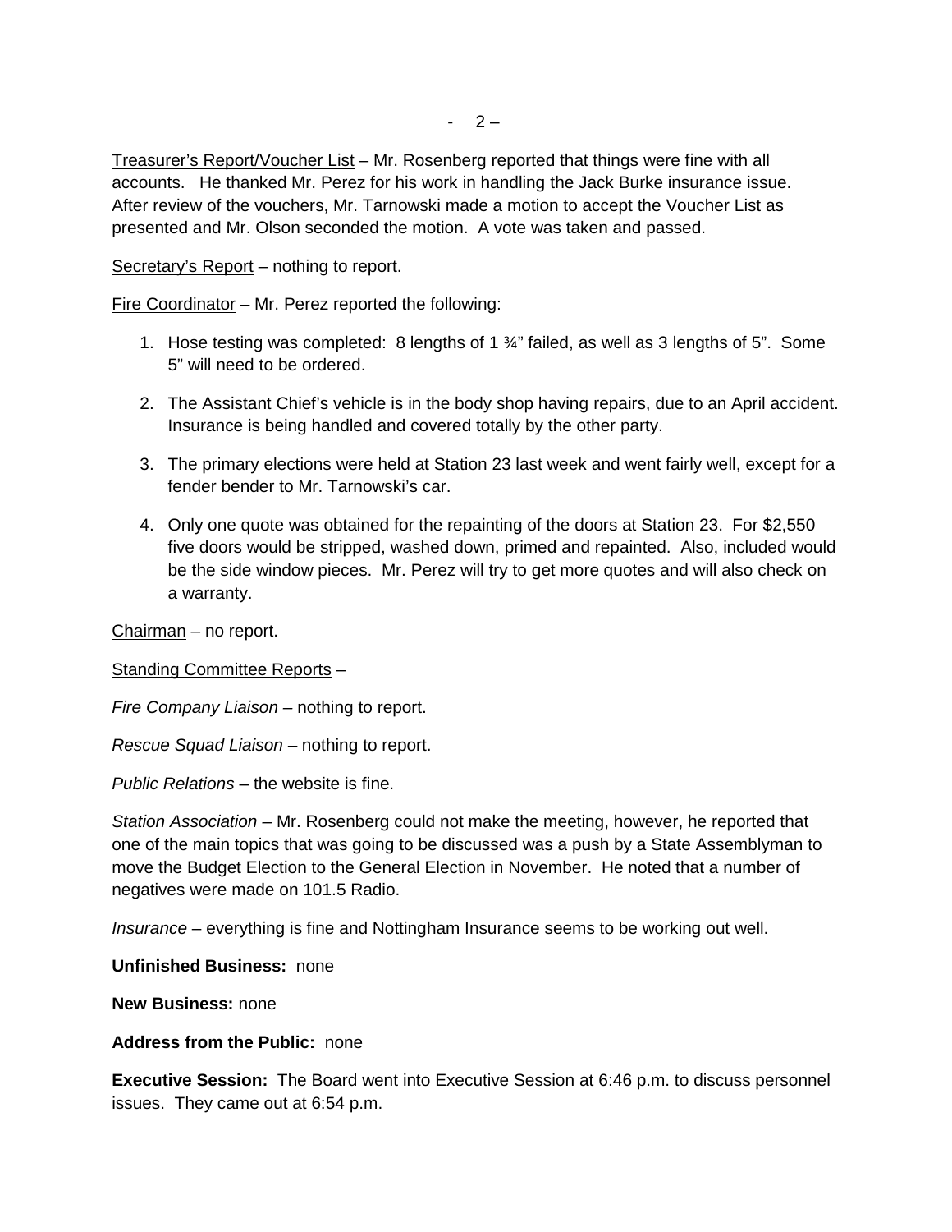Treasurer's Report/Voucher List – Mr. Rosenberg reported that things were fine with all accounts. He thanked Mr. Perez for his work in handling the Jack Burke insurance issue. After review of the vouchers, Mr. Tarnowski made a motion to accept the Voucher List as presented and Mr. Olson seconded the motion. A vote was taken and passed.

Secretary's Report – nothing to report.

Fire Coordinator – Mr. Perez reported the following:

1. Hose testing was completed: 8 lengths of 1 ¾" failed, as well as 3 lengths of 5". Some 5" will need to be ordered.

2. The Assistant Chief's vehicle is in the body shop having repairs, due to an April accident. Insurance is being handled and covered totally by the other party.

3. The primary elections were held at Station 23 last week and went fairly well, except for a fender bender to Mr. Tarnowski's car.

4. Only one quote was obtained for the repainting of the doors at Station 23. For $2,550 five doors would be stripped, washed down, primed and repainted. Also, included would be the side window pieces. Mr. Perez will try to get more quotes and will also check on a warranty.

Chairman – no report.

Standing Committee Reports –

*Fire Company Liaison* – nothing to report.

*Rescue Squad Liaison* – nothing to report.

*Public Relations* – the website is fine.

*Station Association* – Mr. Rosenberg could not make the meeting, however, he reported that one of the main topics that was going to be discussed was a push by a State Assemblyman to move the Budget Election to the General Election in November. He noted that a number of negatives were made on 101.5 Radio.

*Insurance* – everything is fine and Nottingham Insurance seems to be working out well.

**Unfinished Business:** none

**New Business:** none

**Address from the Public:** none

**Executive Session:** The Board went into Executive Session at 6:46 p.m. to discuss personnel issues. They came out at 6:54 p.m.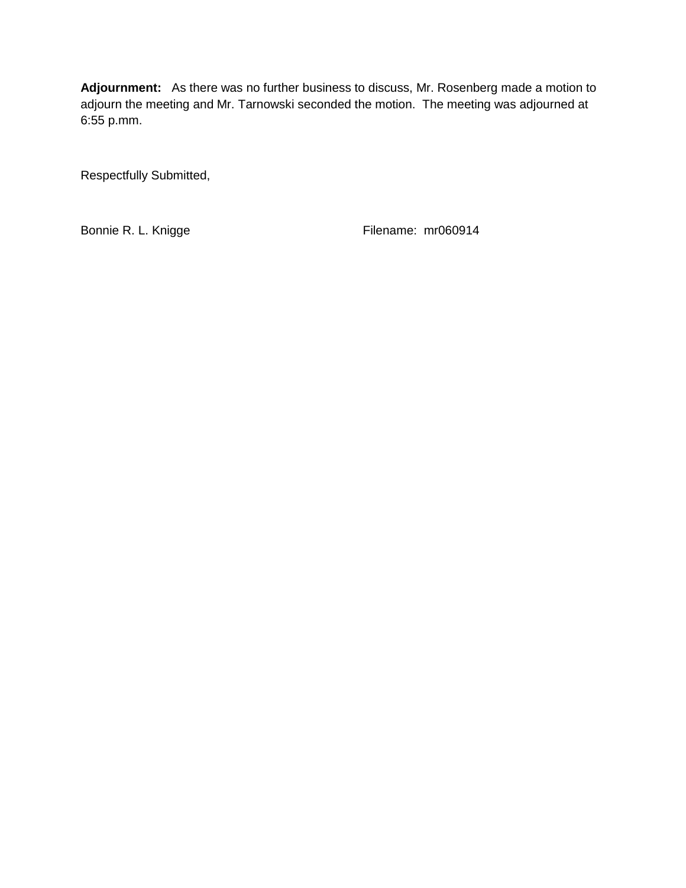**Adjournment:** As there was no further business to discuss, Mr. Rosenberg made a motion to adjourn the meeting and Mr. Tarnowski seconded the motion. The meeting was adjourned at 6:55 p.mm.

Respectfully Submitted,

Bonnie R. L. Knigge Filename: mr060914